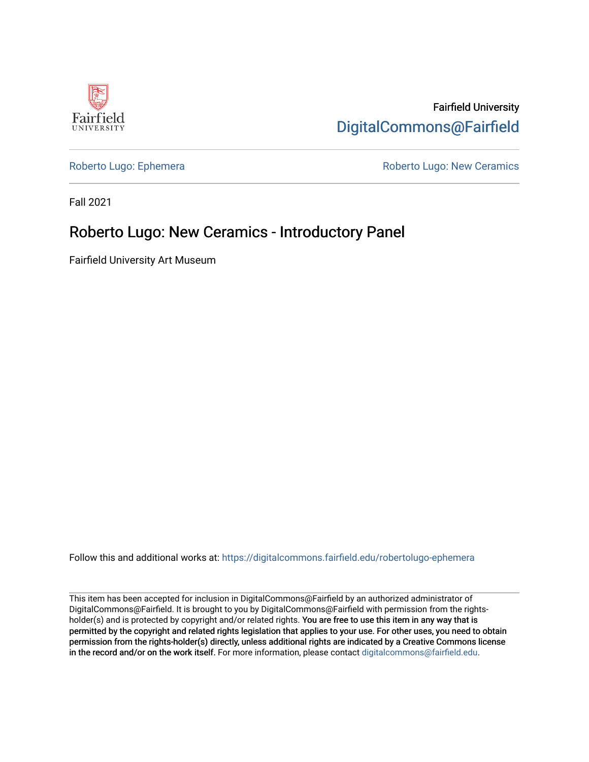Fairfield University

DigitalCommons@Fairfield

Roberto Lugo: Ephemera

Roberto Lugo: New Ceramics

Fall 2021

# Roberto Lugo: New Ceramics - Introductory Panel

Fairfield University Art Museum

Follow this and additional works at: https://digitalcommons.fairfield.edu/robertolugo-ephemera

This item has been accepted for inclusion in DigitalCommons@Fairfield by an authorized administrator of DigitalCommons@Fairfield. It is brought to you by DigitalCommons@Fairfield with permission from the rights-holder(s) and is protected by copyright and/or related rights. **You are free to use this item in any way that is permitted by the copyright and related rights legislation that applies to your use. For other uses, you need to obtain permission from the rights-holder(s) directly, unless additional rights are indicated by a Creative Commons license in the record and/or on the work itself.** For more information, please contact digitalcommons@fairfield.edu.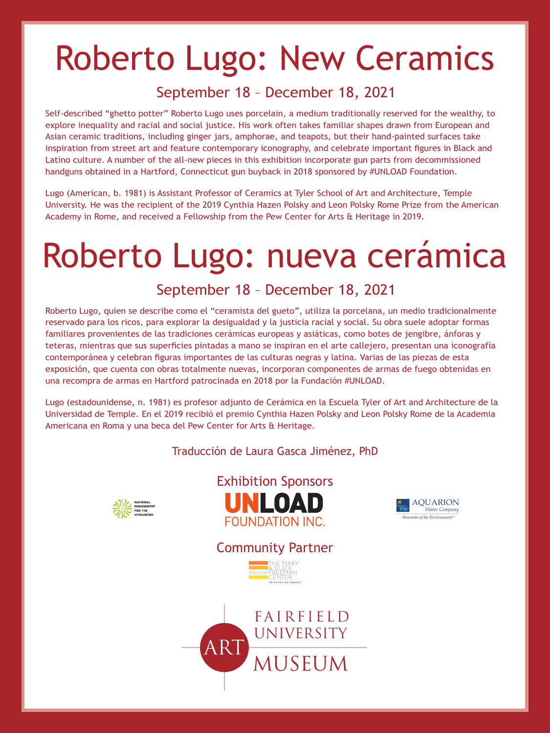# Roberto Lugo: New Ceramics

## September 18 – December 18, 2021

Self-described “ghetto potter” Roberto Lugo uses porcelain, a medium traditionally reserved for the wealthy, to explore inequality and racial and social justice. His work often takes familiar shapes drawn from European and Asian ceramic traditions, including ginger jars, amphorae, and teapots, but their hand-painted surfaces take inspiration from street art and feature contemporary iconography, and celebrate important figures in Black and Latino culture. A number of the all-new pieces in this exhibition incorporate gun parts from decommissioned handguns obtained in a Hartford, Connecticut gun buyback in 2018 sponsored by #UNLOAD Foundation.

Lugo (American, b. 1981) is Assistant Professor of Ceramics at Tyler School of Art and Architecture, Temple University. He was the recipient of the 2019 Cynthia Hazen Polsky and Leon Polsky Rome Prize from the American Academy in Rome, and received a Fellowship from the Pew Center for Arts & Heritage in 2019.

# Roberto Lugo: nueva cerámica

## September 18 – December 18, 2021

Roberto Lugo, quien se describe como el “ceramista del gueto”, utiliza la porcelana, un medio tradicionalmente reservado para los ricos, para explorar la desigualdad y la justicia racial y social. Su obra suele adoptar formas familiares provenientes de las tradiciones cerámicas europeas y asiáticas, como botes de jengibre, ánforas y teteras, mientras que sus superficies pintadas a mano se inspiran en el arte callejero, presentan una iconografía contemporánea y celebran figuras importantes de las culturas negras y latina. Varias de las piezas de esta exposición, que cuenta con obras totalmente nuevas, incorporan componentes de armas de fuego obtenidas en una recompra de armas en Hartford patrocinada en 2018 por la Fundación #UNLOAD.

Lugo (estadounidense, n. 1981) es profesor adjunto de Cerámica en la Escuela Tyler of Art and Architecture de la Universidad de Temple. En el 2019 recibió el premio Cynthia Hazen Polsky and Leon Polsky Rome de la Academia Americana en Roma y una beca del Pew Center for Arts & Heritage.

Traducción de Laura Gasca Jiménez, PhD

Exhibition Sponsors

National Endowment for the Humanities

UNLOAD FOUNDATION INC.

AQUARION Water Company
Stewards of the Environment™

Community Partner

The Mary & Eliza Freeman Center for History and Community

ART FAIRFIELD UNIVERSITY MUSEUM